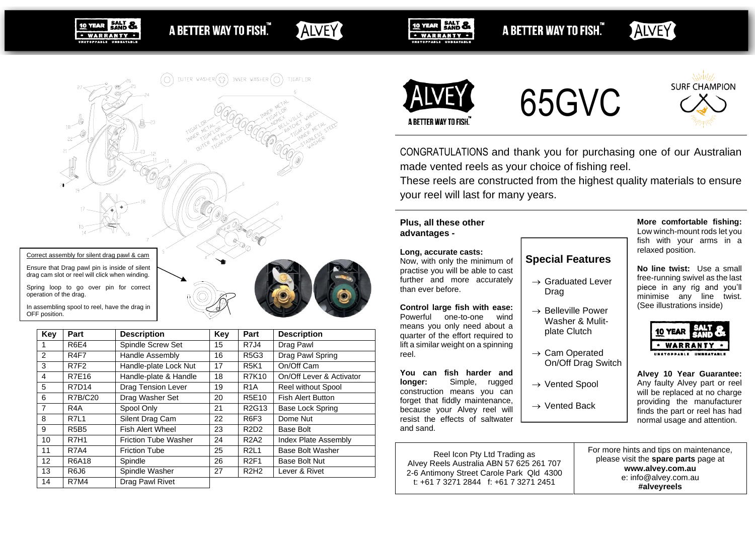Correct assembly for silent drag pawl & cam

Ensure that Drag pawl pin is inside of silent drag cam slot or reel will click when winding.

Spring loop to go over pin for correct operation of the drag.

In assembling spool to reel, have the drag in OFF position.

| Key | Part | Description | Key | Part | Description |
|---|---|---|---|---|---|
| 1 | R6E4 | Spindle Screw Set | 15 | R7J4 | Drag Pawl |
| 2 | R4F7 | Handle Assembly | 16 | R5G3 | Drag Pawl Spring |
| 3 | R7F2 | Handle-plate Lock Nut | 17 | R5K1 | On/Off Cam |
| 4 | R7E16 | Handle-plate & Handle | 18 | R7K10 | On/Off Lever & Activator |
| 5 | R7D14 | Drag Tension Lever | 19 | R1A | Reel without Spool |
| 6 | R7B/C20 | Drag Washer Set | 20 | R5E10 | Fish Alert Button |
| 7 | R4A | Spool Only | 21 | R2G13 | Base Lock Spring |
| 8 | R7L1 | Silent Drag Cam | 22 | R6F3 | Dome Nut |
| 9 | R5B5 | Fish Alert Wheel | 23 | R2D2 | Base Bolt |
| 10 | R7H1 | Friction Tube Washer | 24 | R2A2 | Index Plate Assembly |
| 11 | R7A4 | Friction Tube | 25 | R2L1 | Base Bolt Washer |
| 12 | R6A18 | Spindle | 26 | R2F1 | Base Bolt Nut |
| 13 | R6J6 | Spindle Washer | 27 | R2H2 | Lever & Rivet |
| 14 | R7M4 | Drag Pawl Rivet | | | |

# 65GVC

SURF CHAMPION

CONGRATULATIONS and thank you for purchasing one of our Australian made vented reels as your choice of fishing reel.
These reels are constructed from the highest quality materials to ensure your reel will last for many years.

**Plus, all these other advantages -**

**Long, accurate casts:** Now, with only the minimum of practise you will be able to cast further and more accurately than ever before.

**Control large fish with ease:** Powerful one-to-one wind means you only need about a quarter of the effort required to lift a similar weight on a spinning reel.

**You can fish harder and longer:** Simple, rugged construction means you can forget that fiddly maintenance, because your Alvey reel will resist the effects of saltwater and sand.

## Special Features

- → Graduated Lever Drag
- → Belleville Power Washer & Mulit-plate Clutch
- → Cam Operated On/Off Drag Switch
- → Vented Spool
- → Vented Back

**More comfortable fishing:** Low winch-mount rods let you fish with your arms in a relaxed position.

**No line twist:** Use a small free-running swivel as the last piece in any rig and you'll minimise any line twist. (See illustrations inside)

**Alvey 10 Year Guarantee:** Any faulty Alvey part or reel will be replaced at no charge providing the manufacturer finds the part or reel has had normal usage and attention.

Reel Icon Pty Ltd Trading as
Alvey Reels Australia ABN 57 625 261 707
2-6 Antimony Street Carole Park Qld 4300
t: +61 7 3271 2844 f: +61 7 3271 2451

For more hints and tips on maintenance, please visit the **spare parts** page at
**www.alvey.com.au**
e: info@alvey.com.au
**#alveyreels**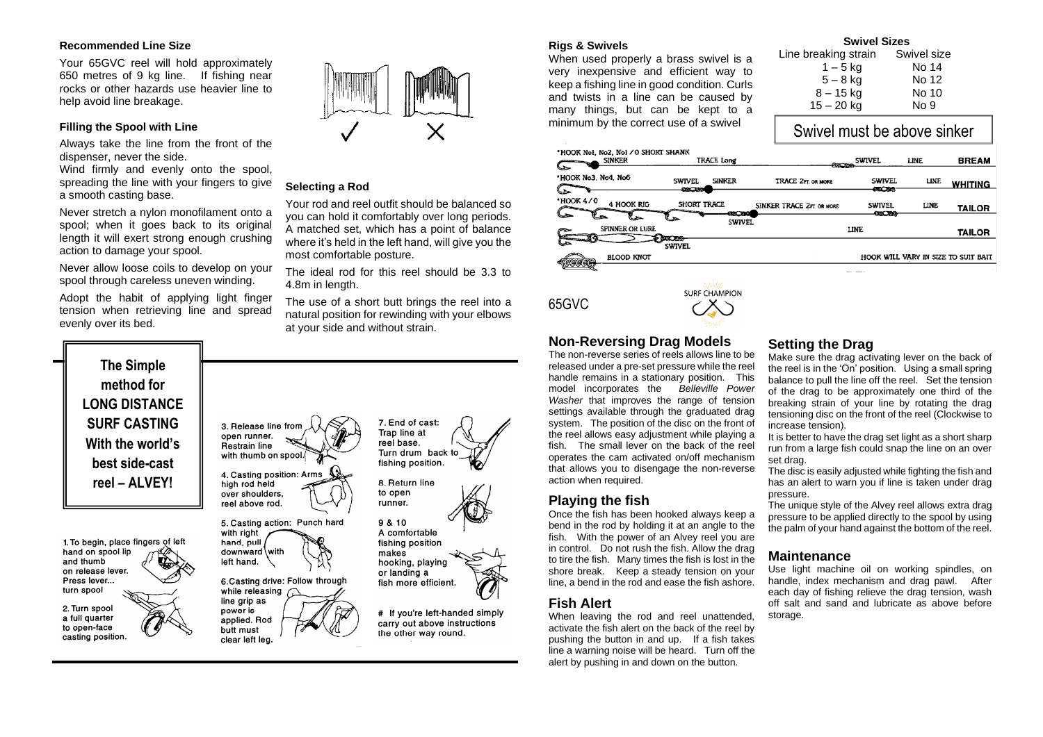### Recommended Line Size

Your 65GVC reel will hold approximately 650 metres of 9 kg line. If fishing near rocks or other hazards use heavier line to help avoid line breakage.

### Filling the Spool with Line

Always take the line from the front of the dispenser, never the side.

Wind firmly and evenly onto the spool, spreading the line with your fingers to give a smooth casting base.

Never stretch a nylon monofilament onto a spool; when it goes back to its original length it will exert strong enough crushing action to damage your spool.

Never allow loose coils to develop on your spool through careless uneven winding.

Adopt the habit of applying light finger tension when retrieving line and spread evenly over its bed.

✓ ✗

### Selecting a Rod

Your rod and reel outfit should be balanced so you can hold it comfortably over long periods. A matched set, which has a point of balance where it's held in the left hand, will give you the most comfortable posture.

The ideal rod for this reel should be 3.3 to 4.8m in length.

The use of a short butt brings the reel into a natural position for rewinding with your elbows at your side and without strain.

## The Simple method for LONG DISTANCE SURF CASTING With the world's best side-cast reel – ALVEY!

1. To begin, place fingers of left hand on spool lip and thumb on release lever. Press lever... turn spool

2. Turn spool a full quarter to open-face casting position.

3. Release line from open runner. Restrain line with thumb on spool.

4. Casting position: Arms high rod held over shoulders, reel above rod.

5. Casting action: Punch hard with right hand, pull downward with left hand.

6. Casting drive: Follow through while releasing line grip as power is applied. Rod butt must clear left leg.

7. End of cast: Trap line at reel base. Turn drum back to fishing position.

8. Return line to open runner.

9 & 10 A comfortable fishing position makes hooking, playing or landing a fish more efficient.

# If you're left-handed simply carry out above instructions the other way round.

### Rigs & Swivels

When used properly a brass swivel is a very inexpensive and efficient way to keep a fishing line in good condition. Curls and twists in a line can be caused by many things, but can be kept to a minimum by the correct use of a swivel

**Swivel Sizes**

| Line breaking strain | Swivel size |
|---|---|
| 1 – 5 kg | No 14 |
| 5 – 8 kg | No 12 |
| 8 – 15 kg | No 10 |
| 15 – 20 kg | No 9 |

Swivel must be above sinker

*HOOK No1, No2, No1/0 SHORT SHANK — SINKER — TRACE Long — SWIVEL — LINE — **BREAM**

*HOOK No3, No4, No6 — SWIVEL — SINKER — TRACE 2FT. OR MORE — SWIVEL — LINE — **WHITING**

*HOOK 4/0 — 4 HOOK RIG — SHORT TRACE — SWIVEL — SINKER TRACE 2FT OR MORE — SWIVEL — LINE — **TAILOR**

SPINNER OR LURE — SWIVEL — LINE — **TAILOR**

BLOOD KNOT — HOOK WILL VARY IN SIZE TO SUIT BAIT

65GVC

SURF CHAMPION

## Non-Reversing Drag Models

The non-reverse series of reels allows line to be released under a pre-set pressure while the reel handle remains in a stationary position. This model incorporates the *Belleville Power Washer* that improves the range of tension settings available through the graduated drag system. The position of the disc on the front of the reel allows easy adjustment while playing a fish. The small lever on the back of the reel operates the cam activated on/off mechanism that allows you to disengage the non-reverse action when required.

## Playing the fish

Once the fish has been hooked always keep a bend in the rod by holding it at an angle to the fish. With the power of an Alvey reel you are in control. Do not rush the fish. Allow the drag to tire the fish. Many times the fish is lost in the shore break. Keep a steady tension on your line, a bend in the rod and ease the fish ashore.

## Fish Alert

When leaving the rod and reel unattended, activate the fish alert on the back of the reel by pushing the button in and up. If a fish takes line a warning noise will be heard. Turn off the alert by pushing in and down on the button.

## Setting the Drag

Make sure the drag activating lever on the back of the reel is in the 'On' position. Using a small spring balance to pull the line off the reel. Set the tension of the drag to be approximately one third of the breaking strain of your line by rotating the drag tensioning disc on the front of the reel (Clockwise to increase tension).

It is better to have the drag set light as a short sharp run from a large fish could snap the line on an over set drag.

The disc is easily adjusted while fighting the fish and has an alert to warn you if line is taken under drag pressure.

The unique style of the Alvey reel allows extra drag pressure to be applied directly to the spool by using the palm of your hand against the bottom of the reel.

## Maintenance

Use light machine oil on working spindles, on handle, index mechanism and drag pawl. After each day of fishing relieve the drag tension, wash off salt and sand and lubricate as above before storage.